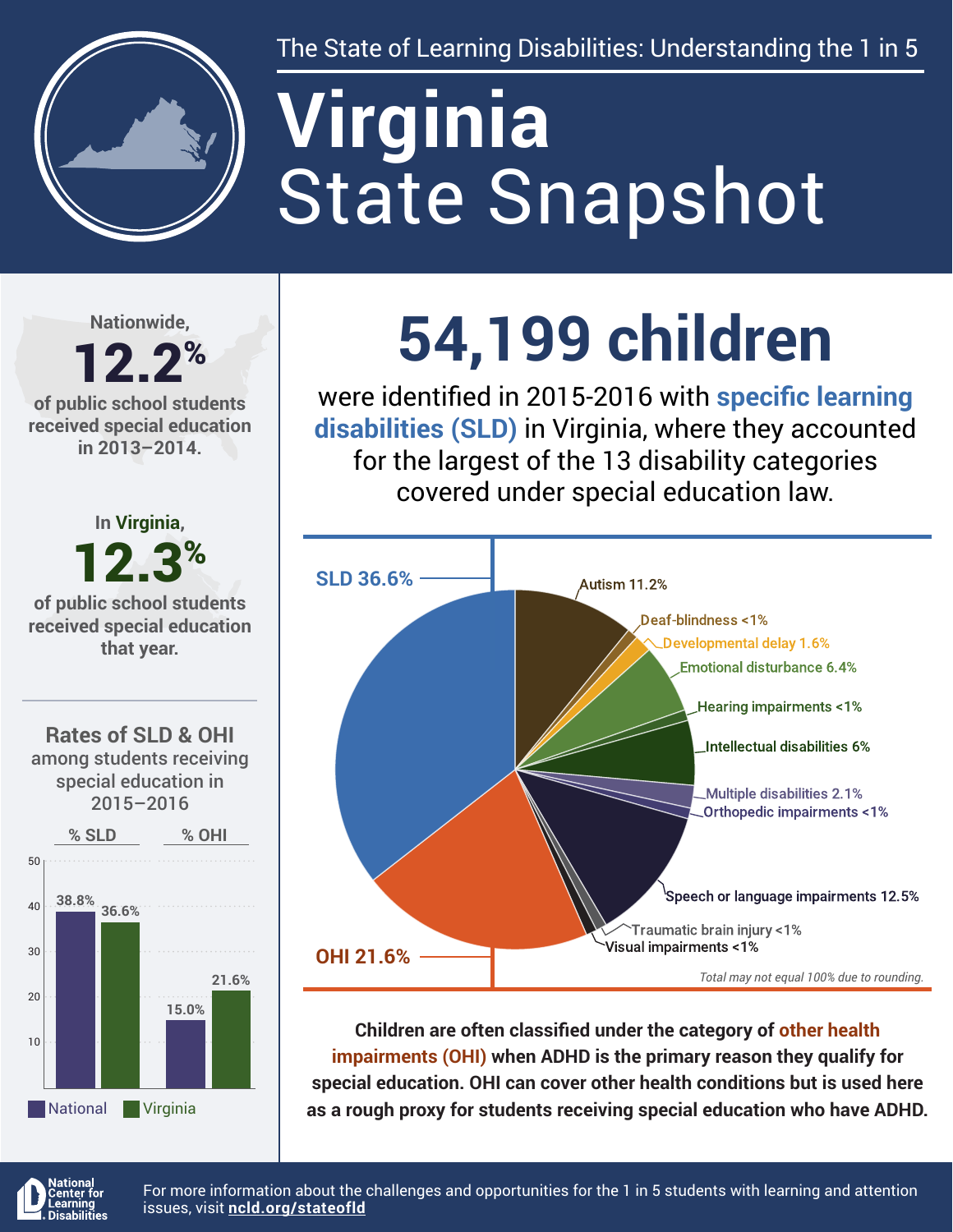The State of Learning Disabilities: Understanding the 1 in 5

# Virginia
# State Snapshot

Nationwide, **12.2%** of public school students received special education in 2013–2014.

In Virginia, **12.3%** of public school students received special education that year.

## Rates of SLD & OHI among students receiving special education in 2015–2016

| | National | Virginia |
|---|---|---|
| % SLD | 38.8% | 36.6% |
| % OHI | 15.0% | 21.6% |

# 54,199 children

were identified in 2015-2016 with **specific learning disabilities (SLD)** in Virginia, where they accounted for the largest of the 13 disability categories covered under special education law.

| Category | Percent |
|---|---|
| SLD | 36.6% |
| OHI | 21.6% |
| Autism | 11.2% |
| Deaf-blindness | <1% |
| Developmental delay | 1.6% |
| Emotional disturbance | 6.4% |
| Hearing impairments | <1% |
| Intellectual disabilities | 6% |
| Multiple disabilities | 2.1% |
| Orthopedic impairments | <1% |
| Speech or language impairments | 12.5% |
| Traumatic brain injury | <1% |
| Visual impairments | <1% |

*Total may not equal 100% due to rounding.*

**Children are often classified under the category of other health impairments (OHI) when ADHD is the primary reason they qualify for special education. OHI can cover other health conditions but is used here as a rough proxy for students receiving special education who have ADHD.**

National Center for Learning Disabilities

For more information about the challenges and opportunities for the 1 in 5 students with learning and attention issues, visit **ncld.org/stateofld**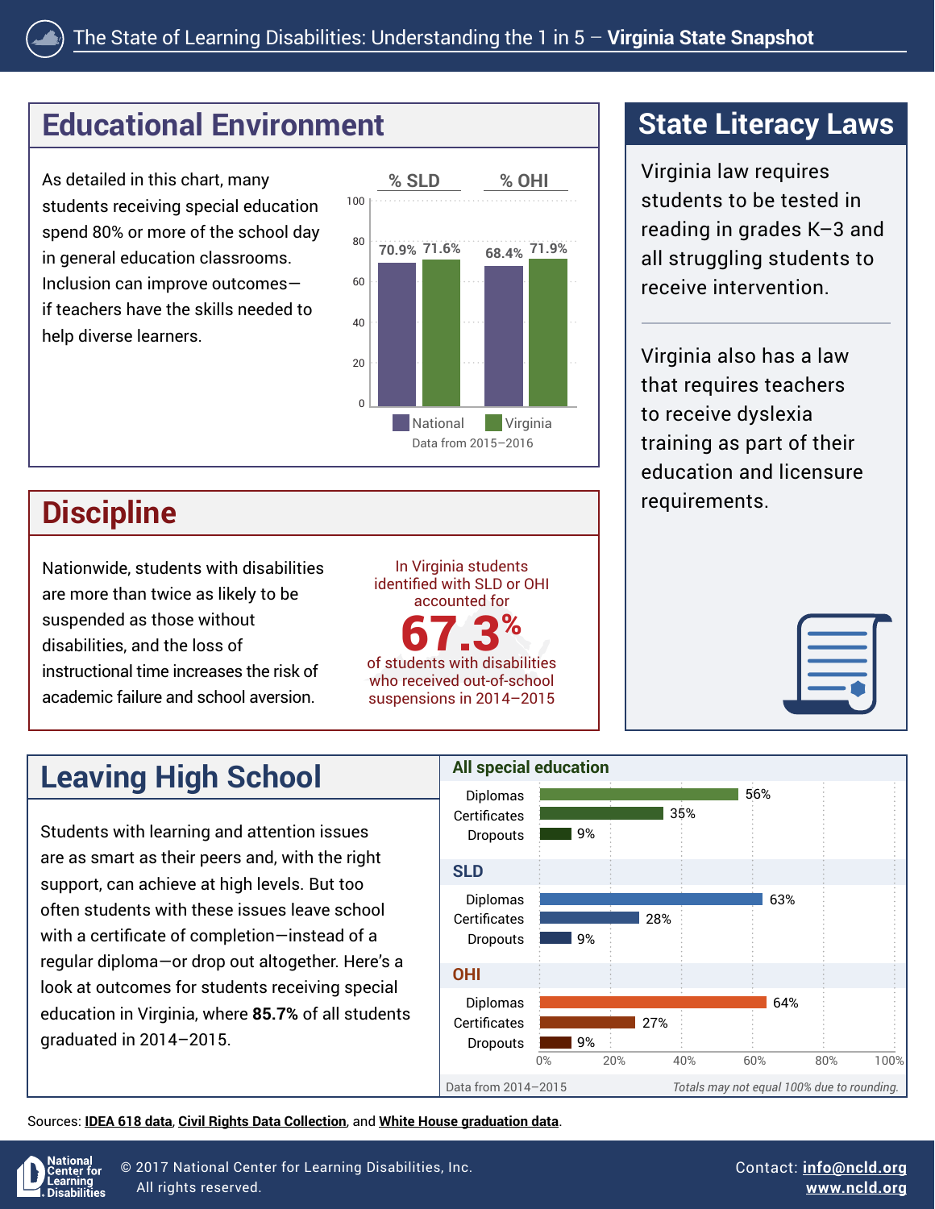# The State of Learning Disabilities: Understanding the 1 in 5 – **Virginia State Snapshot**

## Educational Environment

As detailed in this chart, many students receiving special education spend 80% or more of the school day in general education classrooms. Inclusion can improve outcomes—if teachers have the skills needed to help diverse learners.

% SLD

% OHI

100

80

60

40

20

0

70.9%

71.6%

68.4%

71.9%

National

Virginia

Data from 2015–2016

## State Literacy Laws

Virginia law requires students to be tested in reading in grades K–3 and all struggling students to receive intervention.

Virginia also has a law that requires teachers to receive dyslexia training as part of their education and licensure requirements.

## Discipline

Nationwide, students with disabilities are more than twice as likely to be suspended as those without disabilities, and the loss of instructional time increases the risk of academic failure and school aversion.

In Virginia students identified with SLD or OHI accounted for

**67.3%**

of students with disabilities who received out-of-school suspensions in 2014–2015

## Leaving High School

Students with learning and attention issues are as smart as their peers and, with the right support, can achieve at high levels. But too often students with these issues leave school with a certificate of completion—instead of a regular diploma—or drop out altogether. Here's a look at outcomes for students receiving special education in Virginia, where **85.7%** of all students graduated in 2014–2015.

**All special education**

Diplomas 56%

Certificates 35%

Dropouts 9%

**SLD**

Diplomas 63%

Certificates 28%

Dropouts 9%

**OHI**

Diplomas 64%

Certificates 27%

Dropouts 9%

0% 20% 40% 60% 80% 100%

Data from 2014–2015

*Totals may not equal 100% due to rounding.*

Sources: **IDEA 618 data**, **Civil Rights Data Collection**, and **White House graduation data**.

National Center for Learning Disabilities

© 2017 National Center for Learning Disabilities, Inc. All rights reserved.

Contact: **info@ncld.org** **www.ncld.org**